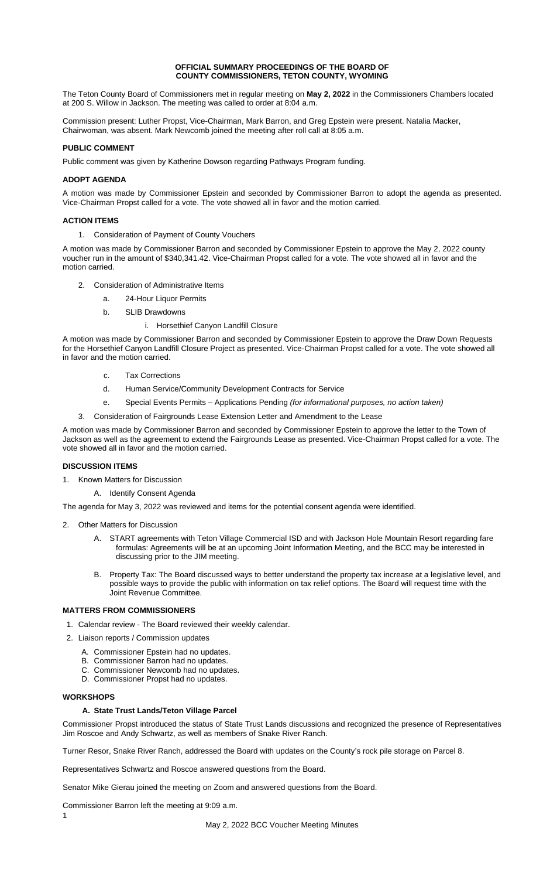# OFFICIAL SUMMARY PROCEEDINGS OF THE BOARD OF COUNTY COMMISSIONERS, TETON COUNTY, WYOMING

The Teton County Board of Commissioners met in regular meeting on **May 2, 2022** in the Commissioners Chambers located at 200 S. Willow in Jackson. The meeting was called to order at 8:04 a.m.

Commission present: Luther Propst, Vice-Chairman, Mark Barron, and Greg Epstein were present. Natalia Macker, Chairwoman, was absent. Mark Newcomb joined the meeting after roll call at 8:05 a.m.

## PUBLIC COMMENT

Public comment was given by Katherine Dowson regarding Pathways Program funding.

## ADOPT AGENDA

A motion was made by Commissioner Epstein and seconded by Commissioner Barron to adopt the agenda as presented. Vice-Chairman Propst called for a vote. The vote showed all in favor and the motion carried.

## ACTION ITEMS

1. Consideration of Payment of County Vouchers

A motion was made by Commissioner Barron and seconded by Commissioner Epstein to approve the May 2, 2022 county voucher run in the amount of $340,341.42. Vice-Chairman Propst called for a vote. The vote showed all in favor and the motion carried.

2. Consideration of Administrative Items
   a. 24-Hour Liquor Permits
   b. SLIB Drawdowns
      i. Horsethief Canyon Landfill Closure

A motion was made by Commissioner Barron and seconded by Commissioner Epstein to approve the Draw Down Requests for the Horsethief Canyon Landfill Closure Project as presented. Vice-Chairman Propst called for a vote. The vote showed all in favor and the motion carried.

   c. Tax Corrections
   d. Human Service/Community Development Contracts for Service
   e. Special Events Permits – Applications Pending *(for informational purposes, no action taken)*

3. Consideration of Fairgrounds Lease Extension Letter and Amendment to the Lease

A motion was made by Commissioner Barron and seconded by Commissioner Epstein to approve the letter to the Town of Jackson as well as the agreement to extend the Fairgrounds Lease as presented. Vice-Chairman Propst called for a vote. The vote showed all in favor and the motion carried.

## DISCUSSION ITEMS

1. Known Matters for Discussion
   A. Identify Consent Agenda

The agenda for May 3, 2022 was reviewed and items for the potential consent agenda were identified.

2. Other Matters for Discussion
   A. START agreements with Teton Village Commercial ISD and with Jackson Hole Mountain Resort regarding fare formulas: Agreements will be at an upcoming Joint Information Meeting, and the BCC may be interested in discussing prior to the JIM meeting.
   B. Property Tax: The Board discussed ways to better understand the property tax increase at a legislative level, and possible ways to provide the public with information on tax relief options. The Board will request time with the Joint Revenue Committee.

## MATTERS FROM COMMISSIONERS

1. Calendar review - The Board reviewed their weekly calendar.
2. Liaison reports / Commission updates
   A. Commissioner Epstein had no updates.
   B. Commissioner Barron had no updates.
   C. Commissioner Newcomb had no updates.
   D. Commissioner Propst had no updates.

## WORKSHOPS

### A. State Trust Lands/Teton Village Parcel

Commissioner Propst introduced the status of State Trust Lands discussions and recognized the presence of Representatives Jim Roscoe and Andy Schwartz, as well as members of Snake River Ranch.

Turner Resor, Snake River Ranch, addressed the Board with updates on the County's rock pile storage on Parcel 8.

Representatives Schwartz and Roscoe answered questions from the Board.

Senator Mike Gierau joined the meeting on Zoom and answered questions from the Board.

Commissioner Barron left the meeting at 9:09 a.m.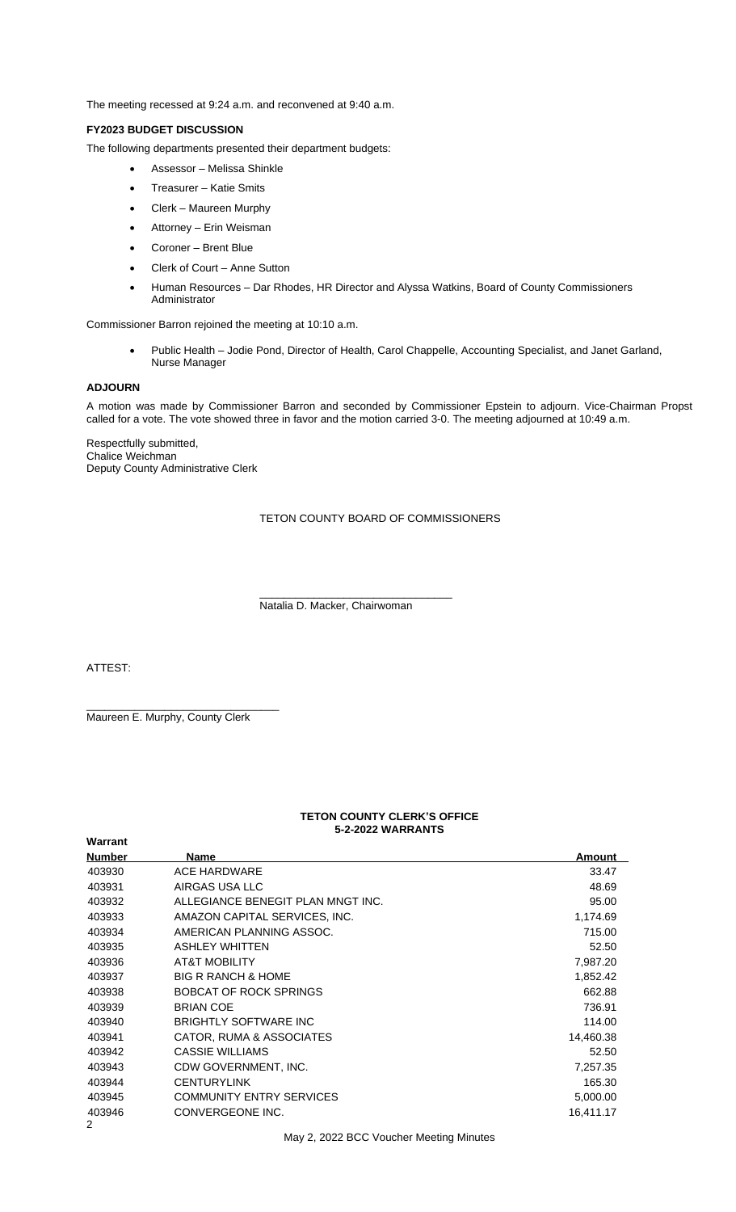The meeting recessed at 9:24 a.m. and reconvened at 9:40 a.m.

**FY2023 BUDGET DISCUSSION**

The following departments presented their department budgets:

- Assessor – Melissa Shinkle
- Treasurer – Katie Smits
- Clerk – Maureen Murphy
- Attorney – Erin Weisman
- Coroner – Brent Blue
- Clerk of Court – Anne Sutton
- Human Resources – Dar Rhodes, HR Director and Alyssa Watkins, Board of County Commissioners Administrator

Commissioner Barron rejoined the meeting at 10:10 a.m.

- Public Health – Jodie Pond, Director of Health, Carol Chappelle, Accounting Specialist, and Janet Garland, Nurse Manager

**ADJOURN**

A motion was made by Commissioner Barron and seconded by Commissioner Epstein to adjourn. Vice-Chairman Propst called for a vote. The vote showed three in favor and the motion carried 3-0. The meeting adjourned at 10:49 a.m.

Respectfully submitted,
Chalice Weichman
Deputy County Administrative Clerk

TETON COUNTY BOARD OF COMMISSIONERS

\_\_\_\_\_\_\_\_\_\_\_\_\_\_\_\_\_\_\_\_\_\_\_\_\_\_\_\_\_\_\_
Natalia D. Macker, Chairwoman

ATTEST:

\_\_\_\_\_\_\_\_\_\_\_\_\_\_\_\_\_\_\_\_\_\_\_\_\_\_\_\_\_\_\_
Maureen E. Murphy, County Clerk

**TETON COUNTY CLERK'S OFFICE**
**5-2-2022 WARRANTS**

| Warrant Number | Name | Amount |
|---|---|---|
| 403930 | ACE HARDWARE | 33.47 |
| 403931 | AIRGAS USA LLC | 48.69 |
| 403932 | ALLEGIANCE BENEGIT PLAN MNGT INC. | 95.00 |
| 403933 | AMAZON CAPITAL SERVICES, INC. | 1,174.69 |
| 403934 | AMERICAN PLANNING ASSOC. | 715.00 |
| 403935 | ASHLEY WHITTEN | 52.50 |
| 403936 | AT&T MOBILITY | 7,987.20 |
| 403937 | BIG R RANCH & HOME | 1,852.42 |
| 403938 | BOBCAT OF ROCK SPRINGS | 662.88 |
| 403939 | BRIAN COE | 736.91 |
| 403940 | BRIGHTLY SOFTWARE INC | 114.00 |
| 403941 | CATOR, RUMA & ASSOCIATES | 14,460.38 |
| 403942 | CASSIE WILLIAMS | 52.50 |
| 403943 | CDW GOVERNMENT, INC. | 7,257.35 |
| 403944 | CENTURYLINK | 165.30 |
| 403945 | COMMUNITY ENTRY SERVICES | 5,000.00 |
| 403946 | CONVERGEONE INC. | 16,411.17 |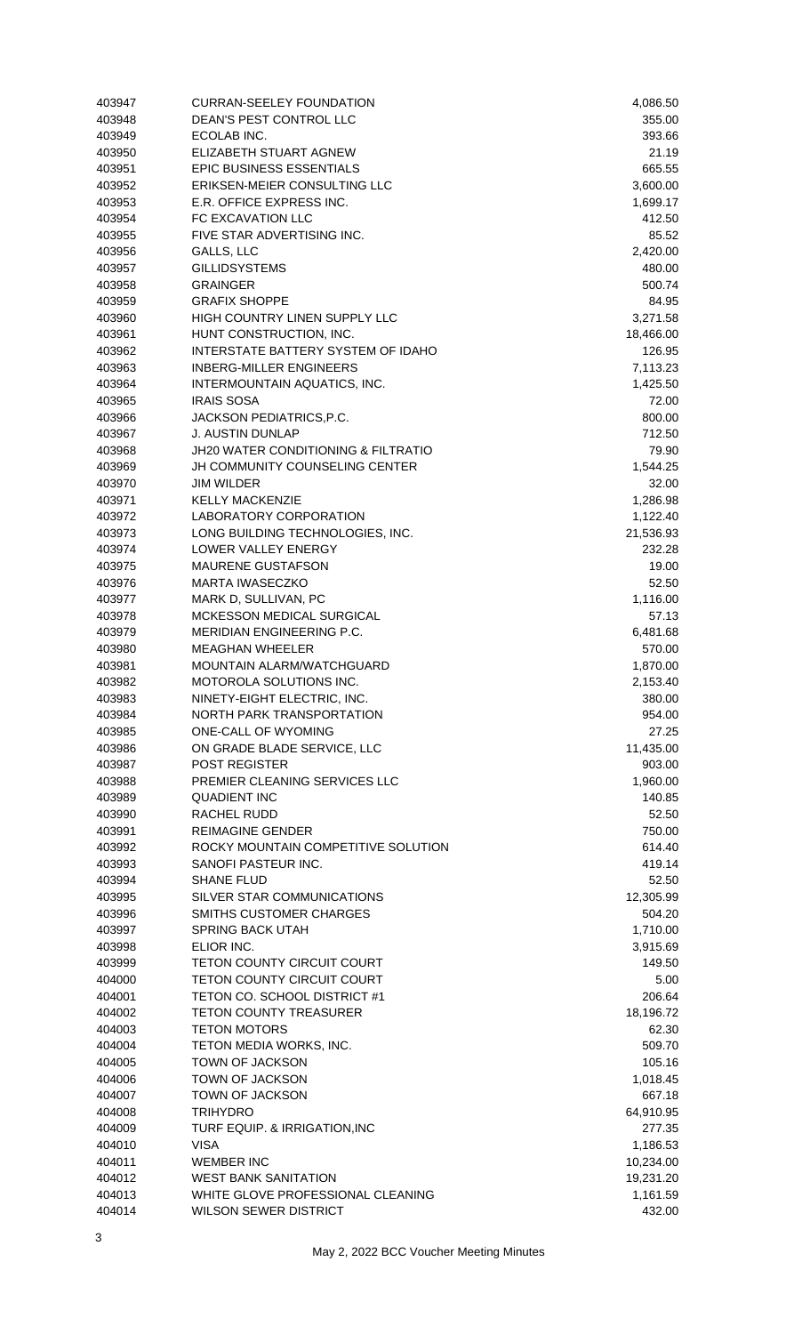| | | |
|---|---|---|
| 403947 | CURRAN-SEELEY FOUNDATION | 4,086.50 |
| 403948 | DEAN'S PEST CONTROL LLC | 355.00 |
| 403949 | ECOLAB INC. | 393.66 |
| 403950 | ELIZABETH STUART AGNEW | 21.19 |
| 403951 | EPIC BUSINESS ESSENTIALS | 665.55 |
| 403952 | ERIKSEN-MEIER CONSULTING LLC | 3,600.00 |
| 403953 | E.R. OFFICE EXPRESS INC. | 1,699.17 |
| 403954 | FC EXCAVATION LLC | 412.50 |
| 403955 | FIVE STAR ADVERTISING INC. | 85.52 |
| 403956 | GALLS, LLC | 2,420.00 |
| 403957 | GILLIDSYSTEMS | 480.00 |
| 403958 | GRAINGER | 500.74 |
| 403959 | GRAFIX SHOPPE | 84.95 |
| 403960 | HIGH COUNTRY LINEN SUPPLY LLC | 3,271.58 |
| 403961 | HUNT CONSTRUCTION, INC. | 18,466.00 |
| 403962 | INTERSTATE BATTERY SYSTEM OF IDAHO | 126.95 |
| 403963 | INBERG-MILLER ENGINEERS | 7,113.23 |
| 403964 | INTERMOUNTAIN AQUATICS, INC. | 1,425.50 |
| 403965 | IRAIS SOSA | 72.00 |
| 403966 | JACKSON PEDIATRICS,P.C. | 800.00 |
| 403967 | J. AUSTIN DUNLAP | 712.50 |
| 403968 | JH20 WATER CONDITIONING & FILTRATIO | 79.90 |
| 403969 | JH COMMUNITY COUNSELING CENTER | 1,544.25 |
| 403970 | JIM WILDER | 32.00 |
| 403971 | KELLY MACKENZIE | 1,286.98 |
| 403972 | LABORATORY CORPORATION | 1,122.40 |
| 403973 | LONG BUILDING TECHNOLOGIES, INC. | 21,536.93 |
| 403974 | LOWER VALLEY ENERGY | 232.28 |
| 403975 | MAURENE GUSTAFSON | 19.00 |
| 403976 | MARTA IWASECZKO | 52.50 |
| 403977 | MARK D, SULLIVAN, PC | 1,116.00 |
| 403978 | MCKESSON MEDICAL SURGICAL | 57.13 |
| 403979 | MERIDIAN ENGINEERING P.C. | 6,481.68 |
| 403980 | MEAGHAN WHEELER | 570.00 |
| 403981 | MOUNTAIN ALARM/WATCHGUARD | 1,870.00 |
| 403982 | MOTOROLA SOLUTIONS INC. | 2,153.40 |
| 403983 | NINETY-EIGHT ELECTRIC, INC. | 380.00 |
| 403984 | NORTH PARK TRANSPORTATION | 954.00 |
| 403985 | ONE-CALL OF WYOMING | 27.25 |
| 403986 | ON GRADE BLADE SERVICE, LLC | 11,435.00 |
| 403987 | POST REGISTER | 903.00 |
| 403988 | PREMIER CLEANING SERVICES LLC | 1,960.00 |
| 403989 | QUADIENT INC | 140.85 |
| 403990 | RACHEL RUDD | 52.50 |
| 403991 | REIMAGINE GENDER | 750.00 |
| 403992 | ROCKY MOUNTAIN COMPETITIVE SOLUTION | 614.40 |
| 403993 | SANOFI PASTEUR INC. | 419.14 |
| 403994 | SHANE FLUD | 52.50 |
| 403995 | SILVER STAR COMMUNICATIONS | 12,305.99 |
| 403996 | SMITHS CUSTOMER CHARGES | 504.20 |
| 403997 | SPRING BACK UTAH | 1,710.00 |
| 403998 | ELIOR INC. | 3,915.69 |
| 403999 | TETON COUNTY CIRCUIT COURT | 149.50 |
| 404000 | TETON COUNTY CIRCUIT COURT | 5.00 |
| 404001 | TETON CO. SCHOOL DISTRICT #1 | 206.64 |
| 404002 | TETON COUNTY TREASURER | 18,196.72 |
| 404003 | TETON MOTORS | 62.30 |
| 404004 | TETON MEDIA WORKS, INC. | 509.70 |
| 404005 | TOWN OF JACKSON | 105.16 |
| 404006 | TOWN OF JACKSON | 1,018.45 |
| 404007 | TOWN OF JACKSON | 667.18 |
| 404008 | TRIHYDRO | 64,910.95 |
| 404009 | TURF EQUIP. & IRRIGATION,INC | 277.35 |
| 404010 | VISA | 1,186.53 |
| 404011 | WEMBER INC | 10,234.00 |
| 404012 | WEST BANK SANITATION | 19,231.20 |
| 404013 | WHITE GLOVE PROFESSIONAL CLEANING | 1,161.59 |
| 404014 | WILSON SEWER DISTRICT | 432.00 |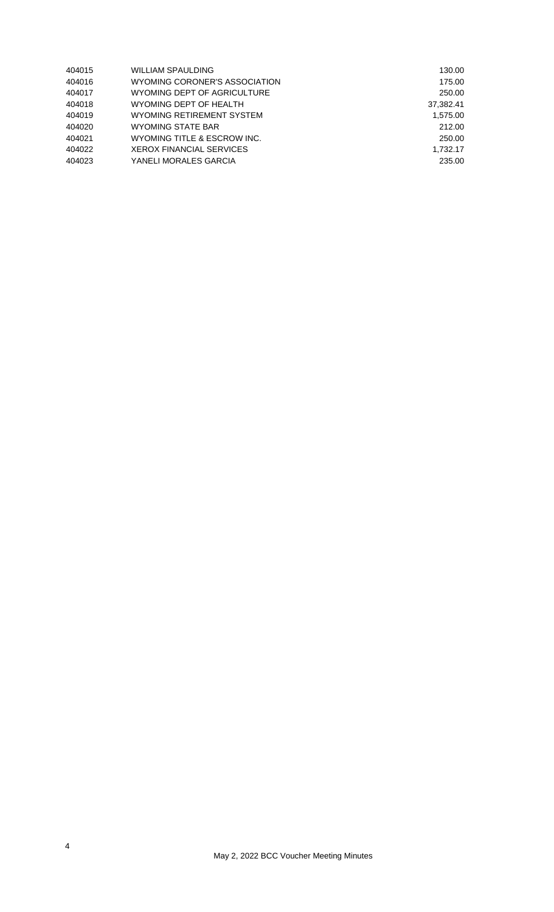| | | |
|---|---|---|
| 404015 | WILLIAM SPAULDING | 130.00 |
| 404016 | WYOMING CORONER'S ASSOCIATION | 175.00 |
| 404017 | WYOMING DEPT OF AGRICULTURE | 250.00 |
| 404018 | WYOMING DEPT OF HEALTH | 37,382.41 |
| 404019 | WYOMING RETIREMENT SYSTEM | 1,575.00 |
| 404020 | WYOMING STATE BAR | 212.00 |
| 404021 | WYOMING TITLE & ESCROW INC. | 250.00 |
| 404022 | XEROX FINANCIAL SERVICES | 1,732.17 |
| 404023 | YANELI MORALES GARCIA | 235.00 |